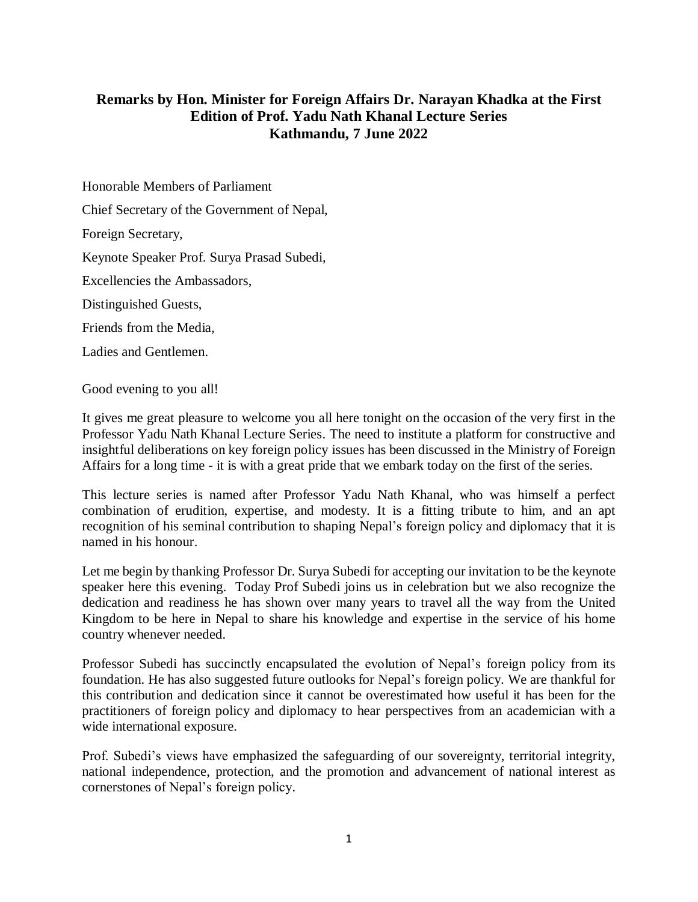**Remarks by Hon. Minister for Foreign Affairs Dr. Narayan Khadka at the First Edition of Prof. Yadu Nath Khanal Lecture Series**
**Kathmandu, 7 June 2022**

Honorable Members of Parliament

Chief Secretary of the Government of Nepal,

Foreign Secretary,

Keynote Speaker Prof. Surya Prasad Subedi,

Excellencies the Ambassadors,

Distinguished Guests,

Friends from the Media,

Ladies and Gentlemen.

Good evening to you all!

It gives me great pleasure to welcome you all here tonight on the occasion of the very first in the Professor Yadu Nath Khanal Lecture Series. The need to institute a platform for constructive and insightful deliberations on key foreign policy issues has been discussed in the Ministry of Foreign Affairs for a long time - it is with a great pride that we embark today on the first of the series.

This lecture series is named after Professor Yadu Nath Khanal, who was himself a perfect combination of erudition, expertise, and modesty. It is a fitting tribute to him, and an apt recognition of his seminal contribution to shaping Nepal's foreign policy and diplomacy that it is named in his honour.

Let me begin by thanking Professor Dr. Surya Subedi for accepting our invitation to be the keynote speaker here this evening. Today Prof Subedi joins us in celebration but we also recognize the dedication and readiness he has shown over many years to travel all the way from the United Kingdom to be here in Nepal to share his knowledge and expertise in the service of his home country whenever needed.

Professor Subedi has succinctly encapsulated the evolution of Nepal's foreign policy from its foundation. He has also suggested future outlooks for Nepal's foreign policy. We are thankful for this contribution and dedication since it cannot be overestimated how useful it has been for the practitioners of foreign policy and diplomacy to hear perspectives from an academician with a wide international exposure.

Prof. Subedi's views have emphasized the safeguarding of our sovereignty, territorial integrity, national independence, protection, and the promotion and advancement of national interest as cornerstones of Nepal's foreign policy.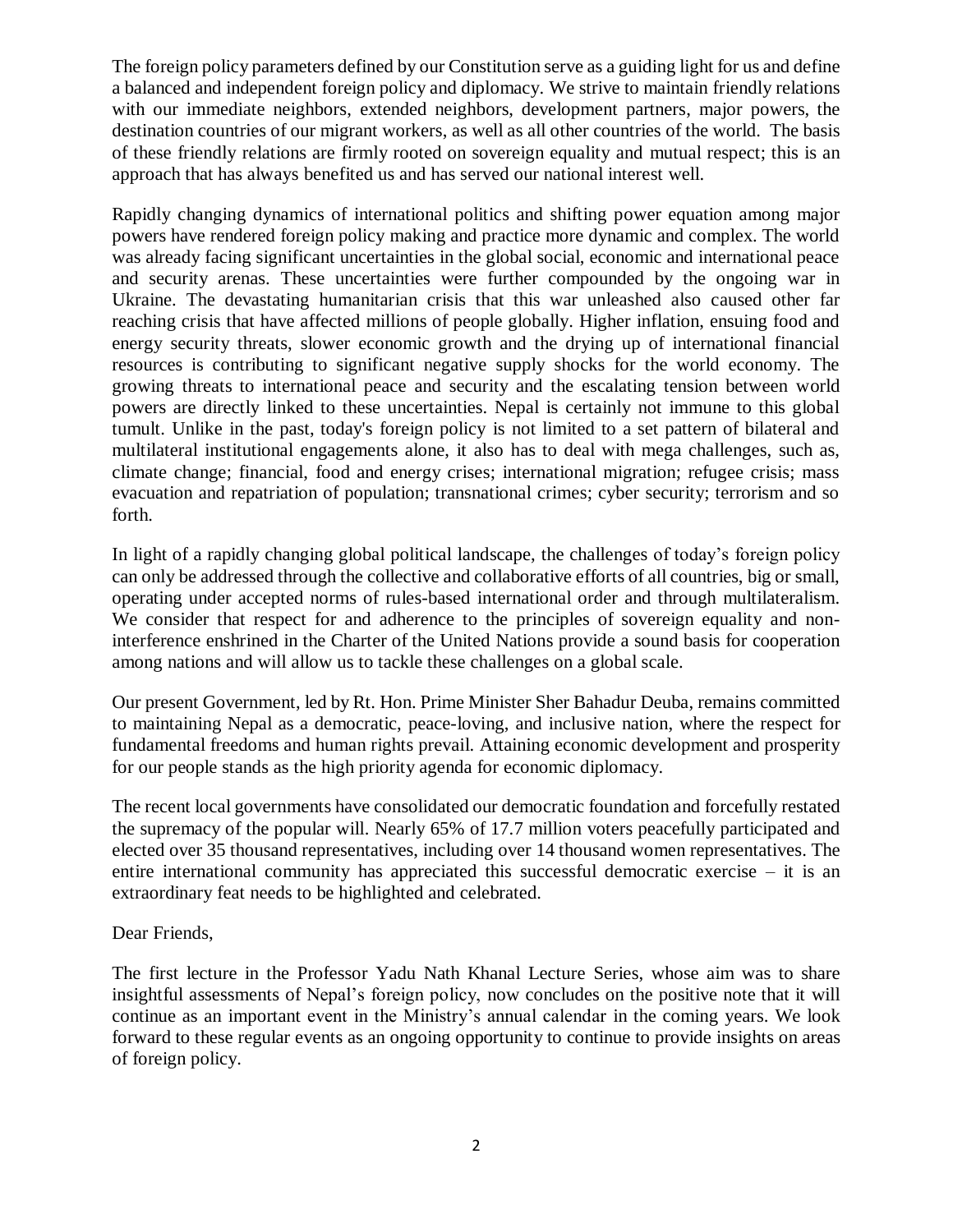The foreign policy parameters defined by our Constitution serve as a guiding light for us and define a balanced and independent foreign policy and diplomacy. We strive to maintain friendly relations with our immediate neighbors, extended neighbors, development partners, major powers, the destination countries of our migrant workers, as well as all other countries of the world. The basis of these friendly relations are firmly rooted on sovereign equality and mutual respect; this is an approach that has always benefited us and has served our national interest well.

Rapidly changing dynamics of international politics and shifting power equation among major powers have rendered foreign policy making and practice more dynamic and complex. The world was already facing significant uncertainties in the global social, economic and international peace and security arenas. These uncertainties were further compounded by the ongoing war in Ukraine. The devastating humanitarian crisis that this war unleashed also caused other far reaching crisis that have affected millions of people globally. Higher inflation, ensuing food and energy security threats, slower economic growth and the drying up of international financial resources is contributing to significant negative supply shocks for the world economy. The growing threats to international peace and security and the escalating tension between world powers are directly linked to these uncertainties. Nepal is certainly not immune to this global tumult. Unlike in the past, today's foreign policy is not limited to a set pattern of bilateral and multilateral institutional engagements alone, it also has to deal with mega challenges, such as, climate change; financial, food and energy crises; international migration; refugee crisis; mass evacuation and repatriation of population; transnational crimes; cyber security; terrorism and so forth.

In light of a rapidly changing global political landscape, the challenges of today's foreign policy can only be addressed through the collective and collaborative efforts of all countries, big or small, operating under accepted norms of rules-based international order and through multilateralism. We consider that respect for and adherence to the principles of sovereign equality and non-interference enshrined in the Charter of the United Nations provide a sound basis for cooperation among nations and will allow us to tackle these challenges on a global scale.

Our present Government, led by Rt. Hon. Prime Minister Sher Bahadur Deuba, remains committed to maintaining Nepal as a democratic, peace-loving, and inclusive nation, where the respect for fundamental freedoms and human rights prevail. Attaining economic development and prosperity for our people stands as the high priority agenda for economic diplomacy.

The recent local governments have consolidated our democratic foundation and forcefully restated the supremacy of the popular will. Nearly 65% of 17.7 million voters peacefully participated and elected over 35 thousand representatives, including over 14 thousand women representatives. The entire international community has appreciated this successful democratic exercise – it is an extraordinary feat needs to be highlighted and celebrated.

Dear Friends,

The first lecture in the Professor Yadu Nath Khanal Lecture Series, whose aim was to share insightful assessments of Nepal's foreign policy, now concludes on the positive note that it will continue as an important event in the Ministry's annual calendar in the coming years. We look forward to these regular events as an ongoing opportunity to continue to provide insights on areas of foreign policy.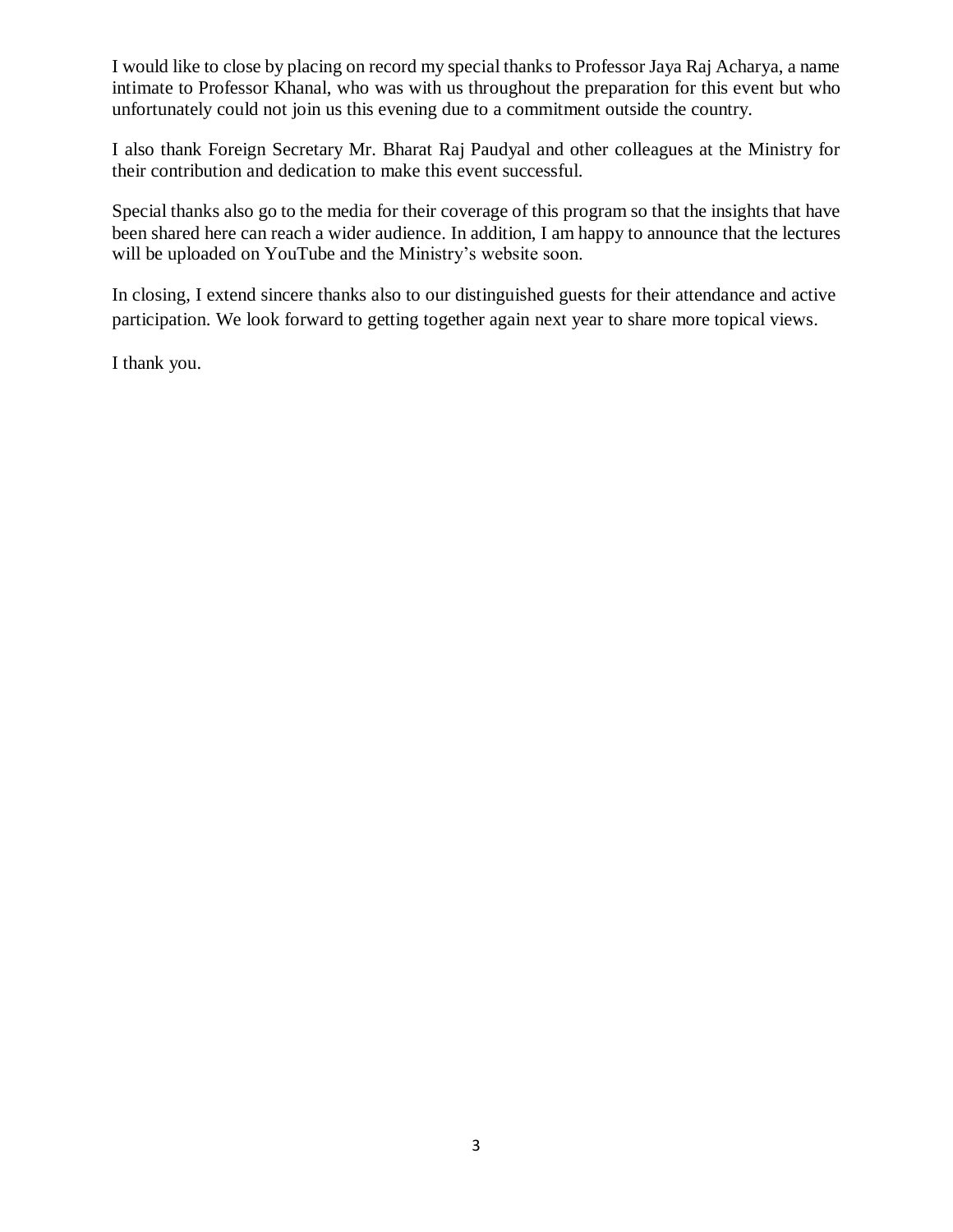I would like to close by placing on record my special thanks to Professor Jaya Raj Acharya, a name intimate to Professor Khanal, who was with us throughout the preparation for this event but who unfortunately could not join us this evening due to a commitment outside the country.

I also thank Foreign Secretary Mr. Bharat Raj Paudyal and other colleagues at the Ministry for their contribution and dedication to make this event successful.

Special thanks also go to the media for their coverage of this program so that the insights that have been shared here can reach a wider audience. In addition, I am happy to announce that the lectures will be uploaded on YouTube and the Ministry's website soon.

In closing, I extend sincere thanks also to our distinguished guests for their attendance and active participation. We look forward to getting together again next year to share more topical views.

I thank you.